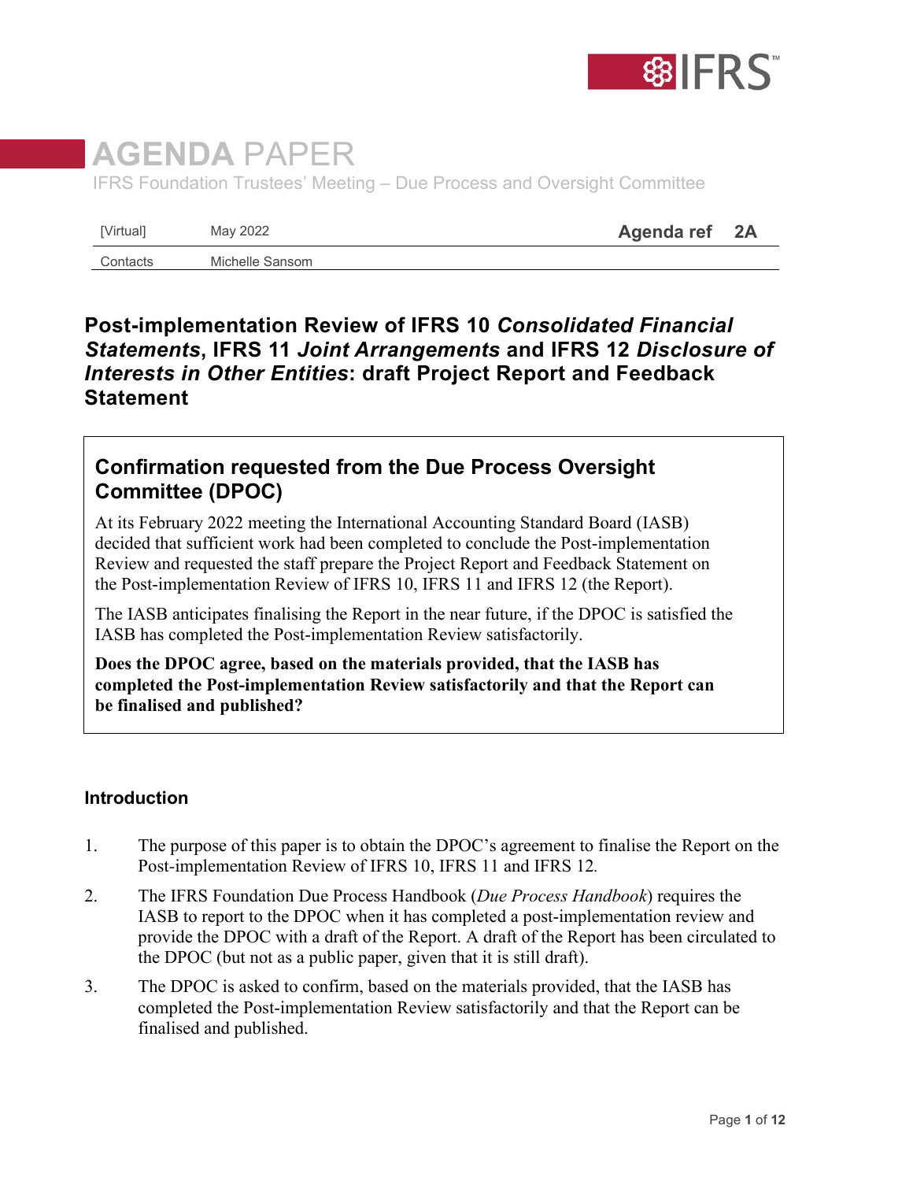# AGENDA PAPER

IFRS Foundation Trustees' Meeting – Due Process and Oversight Committee

| [Virtual] | May 2022 | Agenda ref | 2A |
|---|---|---|---|
| Contacts | Michelle Sansom | | |

## Post-implementation Review of IFRS 10 *Consolidated Financial Statements*, IFRS 11 *Joint Arrangements* and IFRS 12 *Disclosure of Interests in Other Entities*: draft Project Report and Feedback Statement

### Confirmation requested from the Due Process Oversight Committee (DPOC)

At its February 2022 meeting the International Accounting Standard Board (IASB) decided that sufficient work had been completed to conclude the Post-implementation Review and requested the staff prepare the Project Report and Feedback Statement on the Post-implementation Review of IFRS 10, IFRS 11 and IFRS 12 (the Report).

The IASB anticipates finalising the Report in the near future, if the DPOC is satisfied the IASB has completed the Post-implementation Review satisfactorily.

**Does the DPOC agree, based on the materials provided, that the IASB has completed the Post-implementation Review satisfactorily and that the Report can be finalised and published?**

### Introduction

1. The purpose of this paper is to obtain the DPOC's agreement to finalise the Report on the Post-implementation Review of IFRS 10, IFRS 11 and IFRS 12.
2. The IFRS Foundation Due Process Handbook (*Due Process Handbook*) requires the IASB to report to the DPOC when it has completed a post-implementation review and provide the DPOC with a draft of the Report. A draft of the Report has been circulated to the DPOC (but not as a public paper, given that it is still draft).
3. The DPOC is asked to confirm, based on the materials provided, that the IASB has completed the Post-implementation Review satisfactorily and that the Report can be finalised and published.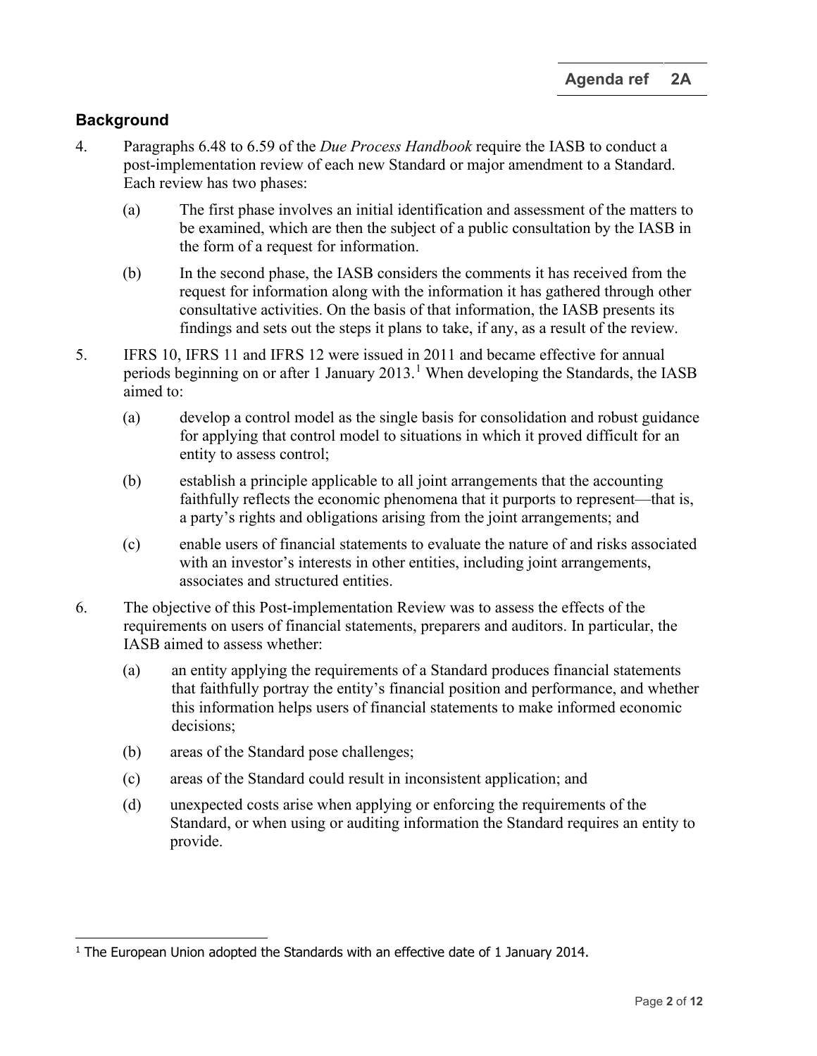## Background

4. Paragraphs 6.48 to 6.59 of the *Due Process Handbook* require the IASB to conduct a post-implementation review of each new Standard or major amendment to a Standard. Each review has two phases:

   (a) The first phase involves an initial identification and assessment of the matters to be examined, which are then the subject of a public consultation by the IASB in the form of a request for information.

   (b) In the second phase, the IASB considers the comments it has received from the request for information along with the information it has gathered through other consultative activities. On the basis of that information, the IASB presents its findings and sets out the steps it plans to take, if any, as a result of the review.

5. IFRS 10, IFRS 11 and IFRS 12 were issued in 2011 and became effective for annual periods beginning on or after 1 January 2013.[1] When developing the Standards, the IASB aimed to:

   (a) develop a control model as the single basis for consolidation and robust guidance for applying that control model to situations in which it proved difficult for an entity to assess control;

   (b) establish a principle applicable to all joint arrangements that the accounting faithfully reflects the economic phenomena that it purports to represent—that is, a party's rights and obligations arising from the joint arrangements; and

   (c) enable users of financial statements to evaluate the nature of and risks associated with an investor's interests in other entities, including joint arrangements, associates and structured entities.

6. The objective of this Post-implementation Review was to assess the effects of the requirements on users of financial statements, preparers and auditors. In particular, the IASB aimed to assess whether:

   (a) an entity applying the requirements of a Standard produces financial statements that faithfully portray the entity's financial position and performance, and whether this information helps users of financial statements to make informed economic decisions;

   (b) areas of the Standard pose challenges;

   (c) areas of the Standard could result in inconsistent application; and

   (d) unexpected costs arise when applying or enforcing the requirements of the Standard, or when using or auditing information the Standard requires an entity to provide.

[1] The European Union adopted the Standards with an effective date of 1 January 2014.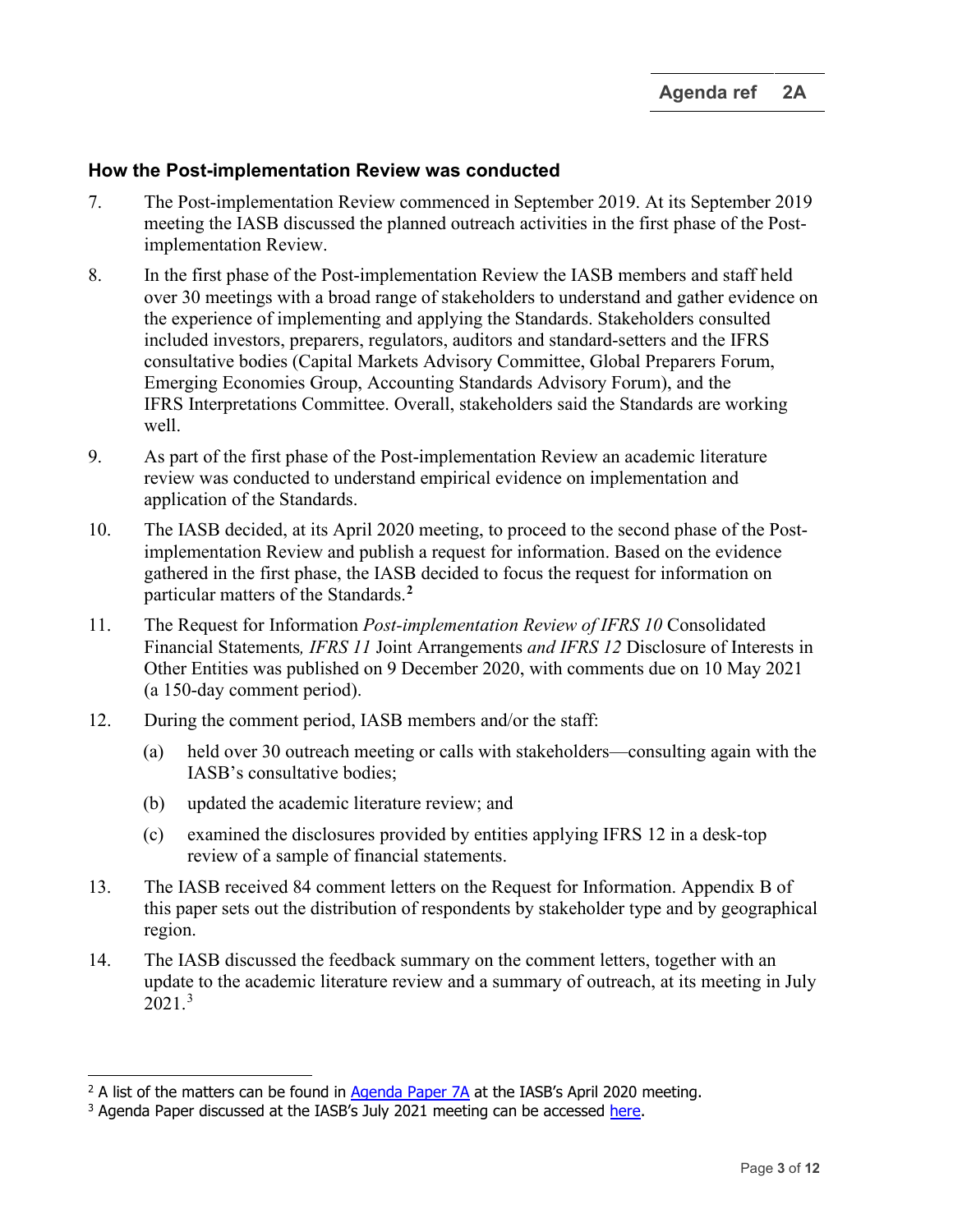## How the Post-implementation Review was conducted

7. The Post-implementation Review commenced in September 2019. At its September 2019 meeting the IASB discussed the planned outreach activities in the first phase of the Post-implementation Review.

8. In the first phase of the Post-implementation Review the IASB members and staff held over 30 meetings with a broad range of stakeholders to understand and gather evidence on the experience of implementing and applying the Standards. Stakeholders consulted included investors, preparers, regulators, auditors and standard-setters and the IFRS consultative bodies (Capital Markets Advisory Committee, Global Preparers Forum, Emerging Economies Group, Accounting Standards Advisory Forum), and the IFRS Interpretations Committee. Overall, stakeholders said the Standards are working well.

9. As part of the first phase of the Post-implementation Review an academic literature review was conducted to understand empirical evidence on implementation and application of the Standards.

10. The IASB decided, at its April 2020 meeting, to proceed to the second phase of the Post-implementation Review and publish a request for information. Based on the evidence gathered in the first phase, the IASB decided to focus the request for information on particular matters of the Standards.[2]

11. The Request for Information *Post-implementation Review of IFRS 10* Consolidated Financial Statements*, IFRS 11* Joint Arrangements *and IFRS 12* Disclosure of Interests in Other Entities was published on 9 December 2020, with comments due on 10 May 2021 (a 150-day comment period).

12. During the comment period, IASB members and/or the staff:

    (a) held over 30 outreach meeting or calls with stakeholders—consulting again with the IASB's consultative bodies;

    (b) updated the academic literature review; and

    (c) examined the disclosures provided by entities applying IFRS 12 in a desk-top review of a sample of financial statements.

13. The IASB received 84 comment letters on the Request for Information. Appendix B of this paper sets out the distribution of respondents by stakeholder type and by geographical region.

14. The IASB discussed the feedback summary on the comment letters, together with an update to the academic literature review and a summary of outreach, at its meeting in July 2021.[3]

---

[2] A list of the matters can be found in Agenda Paper 7A at the IASB's April 2020 meeting.

[3] Agenda Paper discussed at the IASB's July 2021 meeting can be accessed here.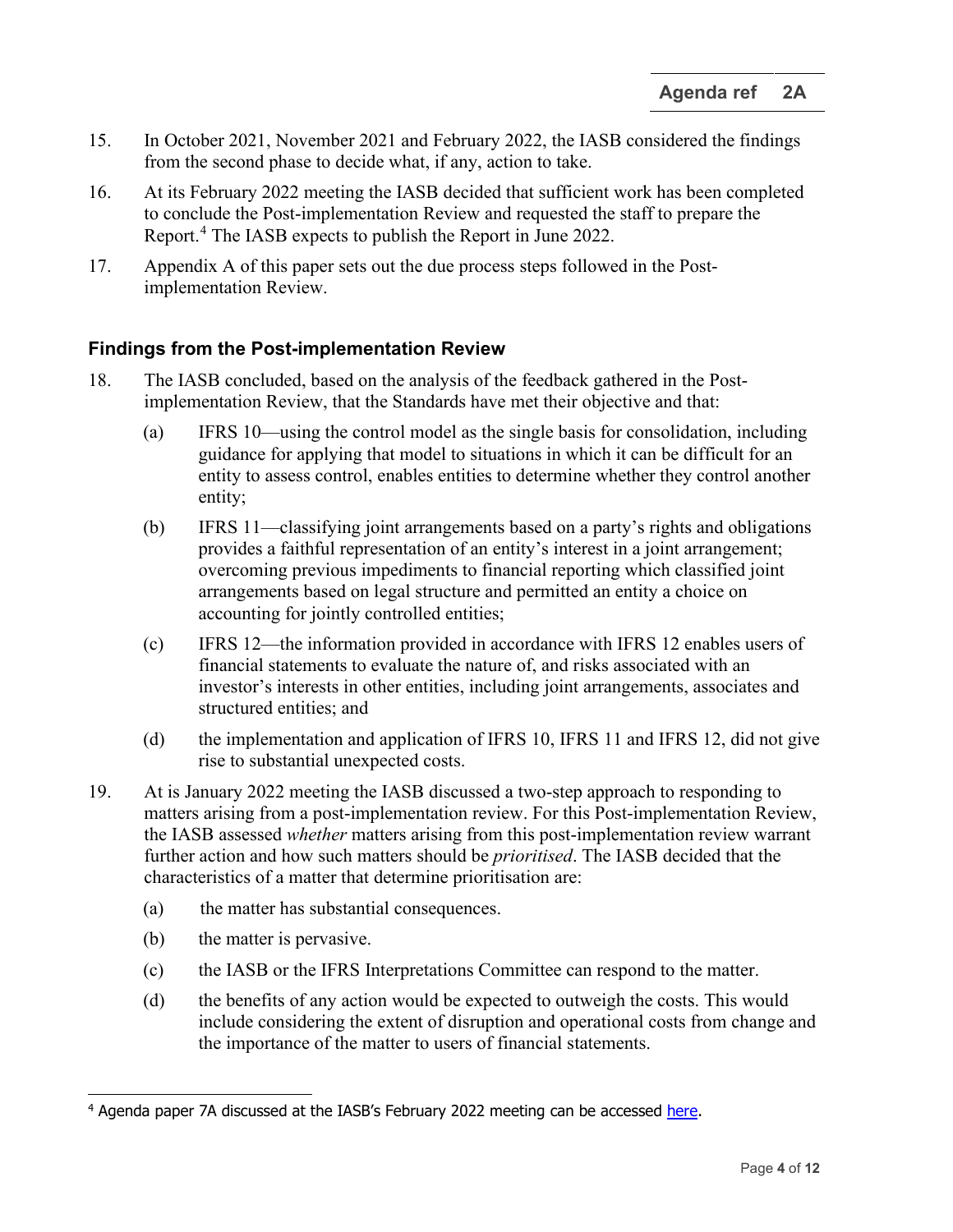15. In October 2021, November 2021 and February 2022, the IASB considered the findings from the second phase to decide what, if any, action to take.

16. At its February 2022 meeting the IASB decided that sufficient work has been completed to conclude the Post-implementation Review and requested the staff to prepare the Report.[4] The IASB expects to publish the Report in June 2022.

17. Appendix A of this paper sets out the due process steps followed in the Post-implementation Review.

### Findings from the Post-implementation Review

18. The IASB concluded, based on the analysis of the feedback gathered in the Post-implementation Review, that the Standards have met their objective and that:

    (a) IFRS 10—using the control model as the single basis for consolidation, including guidance for applying that model to situations in which it can be difficult for an entity to assess control, enables entities to determine whether they control another entity;

    (b) IFRS 11—classifying joint arrangements based on a party's rights and obligations provides a faithful representation of an entity's interest in a joint arrangement; overcoming previous impediments to financial reporting which classified joint arrangements based on legal structure and permitted an entity a choice on accounting for jointly controlled entities;

    (c) IFRS 12—the information provided in accordance with IFRS 12 enables users of financial statements to evaluate the nature of, and risks associated with an investor's interests in other entities, including joint arrangements, associates and structured entities; and

    (d) the implementation and application of IFRS 10, IFRS 11 and IFRS 12, did not give rise to substantial unexpected costs.

19. At is January 2022 meeting the IASB discussed a two-step approach to responding to matters arising from a post-implementation review. For this Post-implementation Review, the IASB assessed *whether* matters arising from this post-implementation review warrant further action and how such matters should be *prioritised*. The IASB decided that the characteristics of a matter that determine prioritisation are:

    (a) the matter has substantial consequences.

    (b) the matter is pervasive.

    (c) the IASB or the IFRS Interpretations Committee can respond to the matter.

    (d) the benefits of any action would be expected to outweigh the costs. This would include considering the extent of disruption and operational costs from change and the importance of the matter to users of financial statements.

[4] Agenda paper 7A discussed at the IASB's February 2022 meeting can be accessed here.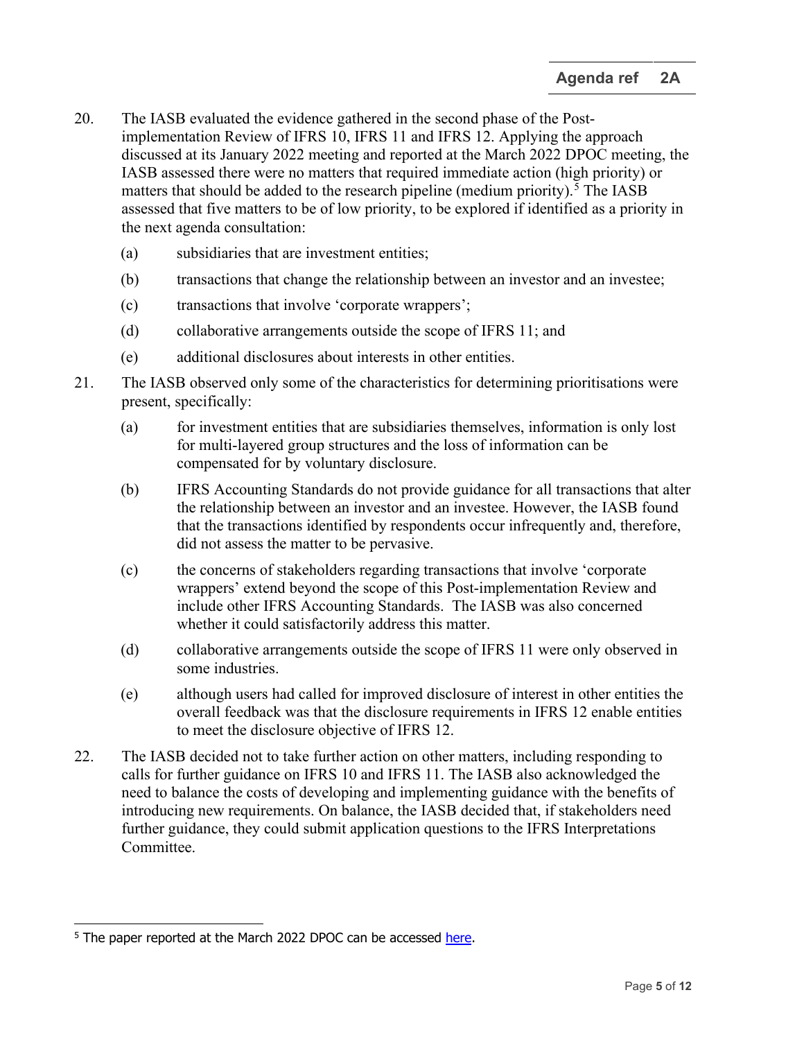20. The IASB evaluated the evidence gathered in the second phase of the Post-implementation Review of IFRS 10, IFRS 11 and IFRS 12. Applying the approach discussed at its January 2022 meeting and reported at the March 2022 DPOC meeting, the IASB assessed there were no matters that required immediate action (high priority) or matters that should be added to the research pipeline (medium priority).[5] The IASB assessed that five matters to be of low priority, to be explored if identified as a priority in the next agenda consultation:

    (a) subsidiaries that are investment entities;

    (b) transactions that change the relationship between an investor and an investee;

    (c) transactions that involve 'corporate wrappers';

    (d) collaborative arrangements outside the scope of IFRS 11; and

    (e) additional disclosures about interests in other entities.

21. The IASB observed only some of the characteristics for determining prioritisations were present, specifically:

    (a) for investment entities that are subsidiaries themselves, information is only lost for multi-layered group structures and the loss of information can be compensated for by voluntary disclosure.

    (b) IFRS Accounting Standards do not provide guidance for all transactions that alter the relationship between an investor and an investee. However, the IASB found that the transactions identified by respondents occur infrequently and, therefore, did not assess the matter to be pervasive.

    (c) the concerns of stakeholders regarding transactions that involve 'corporate wrappers' extend beyond the scope of this Post-implementation Review and include other IFRS Accounting Standards. The IASB was also concerned whether it could satisfactorily address this matter.

    (d) collaborative arrangements outside the scope of IFRS 11 were only observed in some industries.

    (e) although users had called for improved disclosure of interest in other entities the overall feedback was that the disclosure requirements in IFRS 12 enable entities to meet the disclosure objective of IFRS 12.

22. The IASB decided not to take further action on other matters, including responding to calls for further guidance on IFRS 10 and IFRS 11. The IASB also acknowledged the need to balance the costs of developing and implementing guidance with the benefits of introducing new requirements. On balance, the IASB decided that, if stakeholders need further guidance, they could submit application questions to the IFRS Interpretations Committee.

---

[5] The paper reported at the March 2022 DPOC can be accessed here.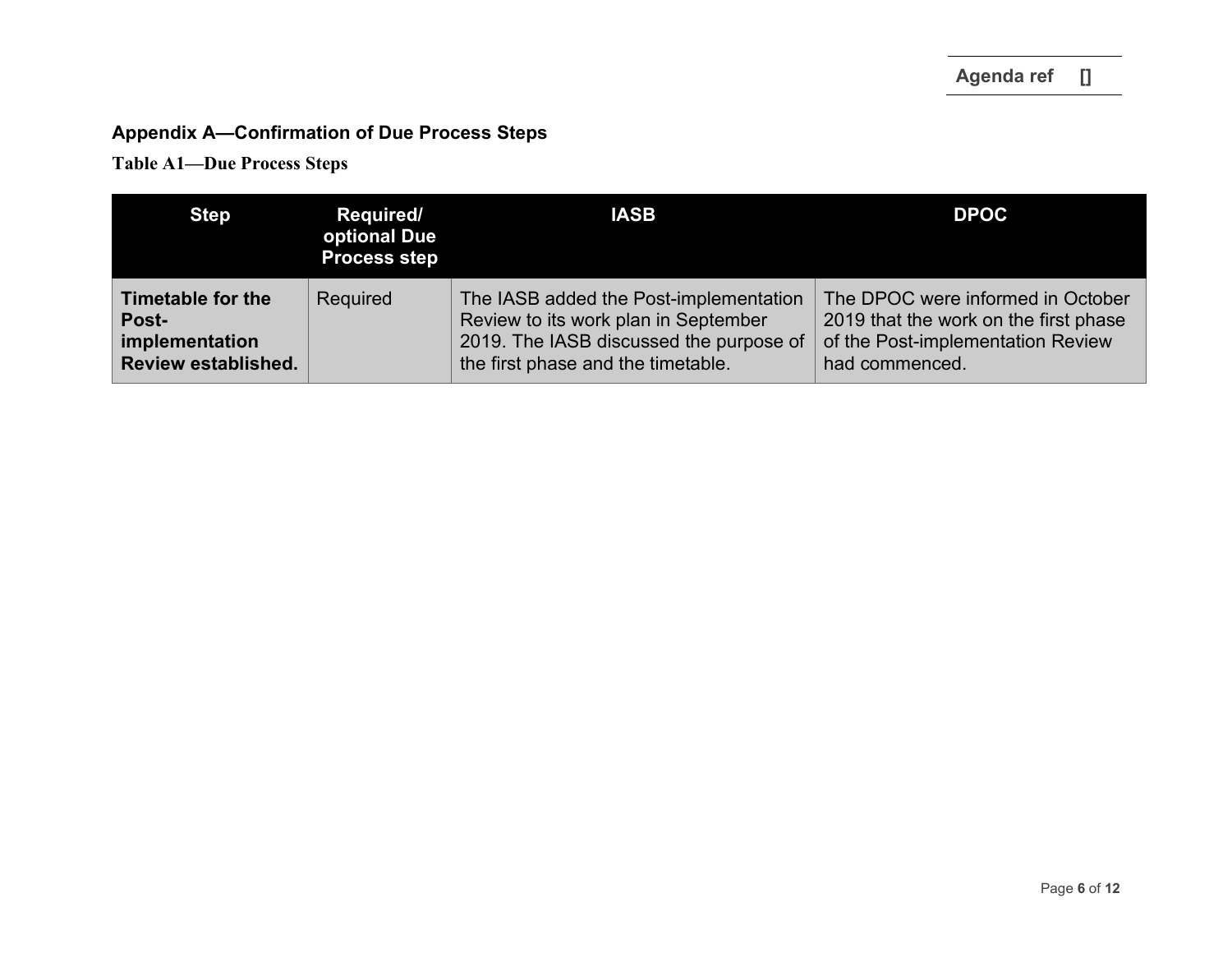## Appendix A—Confirmation of Due Process Steps

### Table A1—Due Process Steps

| Step | Required/ optional Due Process step | IASB | DPOC |
| --- | --- | --- | --- |
| **Timetable for the Post-implementation Review established.** | Required | The IASB added the Post-implementation Review to its work plan in September 2019. The IASB discussed the purpose of the first phase and the timetable. | The DPOC were informed in October 2019 that the work on the first phase of the Post-implementation Review had commenced. |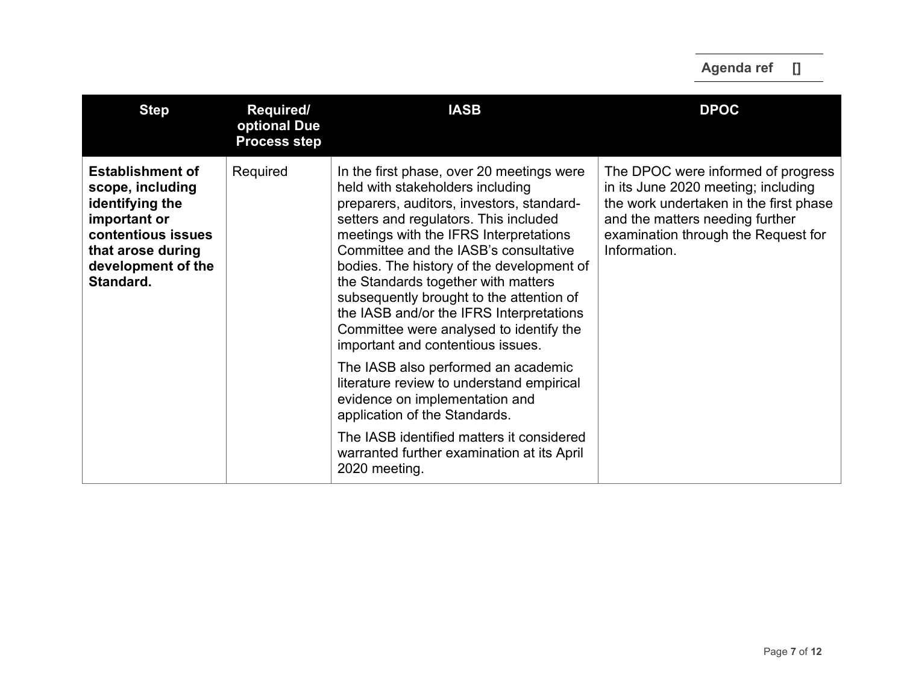| Step | Required/ optional Due Process step | IASB | DPOC |
|---|---|---|---|
| **Establishment of scope, including identifying the important or contentious issues that arose during development of the Standard.** | Required | In the first phase, over 20 meetings were held with stakeholders including preparers, auditors, investors, standard-setters and regulators. This included meetings with the IFRS Interpretations Committee and the IASB's consultative bodies. The history of the development of the Standards together with matters subsequently brought to the attention of the IASB and/or the IFRS Interpretations Committee were analysed to identify the important and contentious issues.<br><br>The IASB also performed an academic literature review to understand empirical evidence on implementation and application of the Standards.<br><br>The IASB identified matters it considered warranted further examination at its April 2020 meeting. | The DPOC were informed of progress in its June 2020 meeting; including the work undertaken in the first phase and the matters needing further examination through the Request for Information. |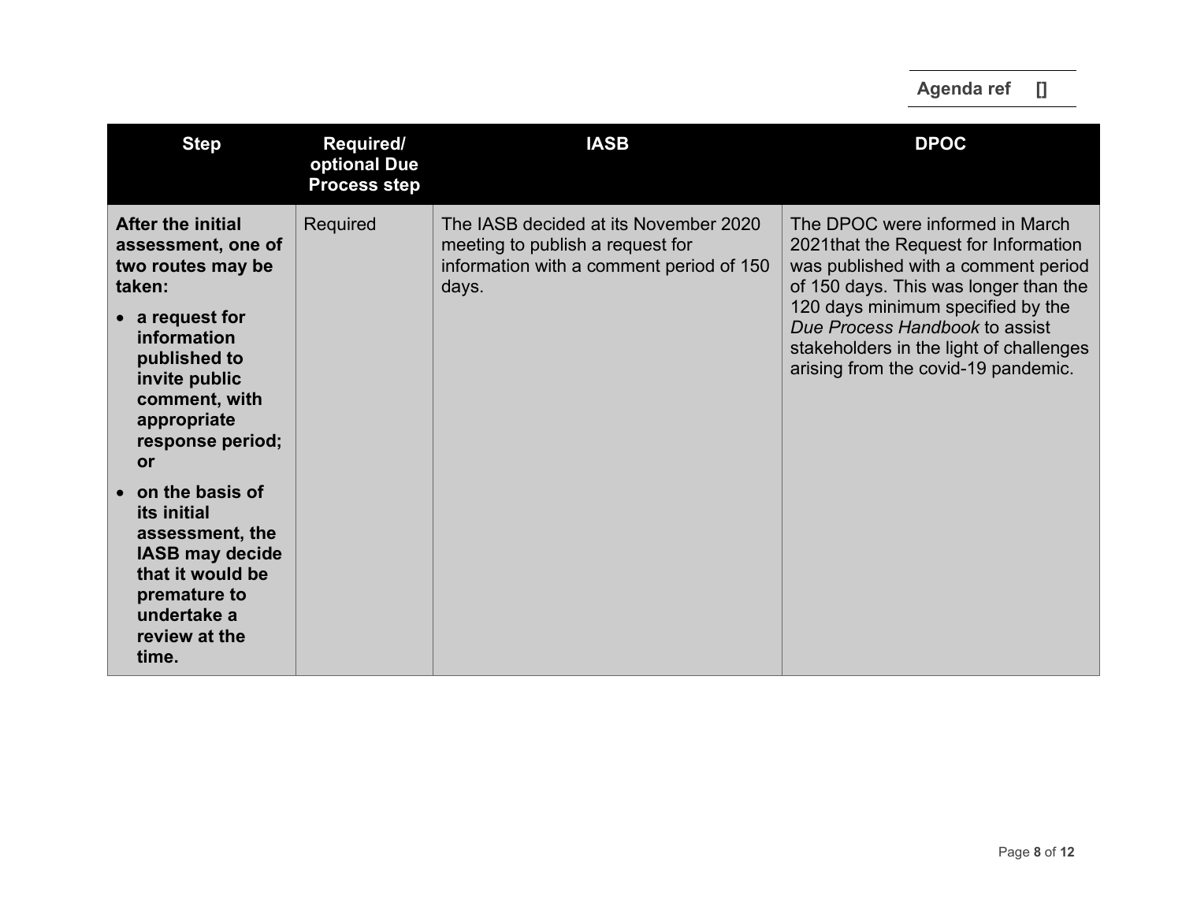| Step | Required/ optional Due Process step | IASB | DPOC |
|---|---|---|---|
| **After the initial assessment, one of two routes may be taken:**<br>• **a request for information published to invite public comment, with appropriate response period; or**<br>• **on the basis of its initial assessment, the IASB may decide that it would be premature to undertake a review at the time.** | Required | The IASB decided at its November 2020 meeting to publish a request for information with a comment period of 150 days. | The DPOC were informed in March 2021that the Request for Information was published with a comment period of 150 days. This was longer than the 120 days minimum specified by the *Due Process Handbook* to assist stakeholders in the light of challenges arising from the covid-19 pandemic. |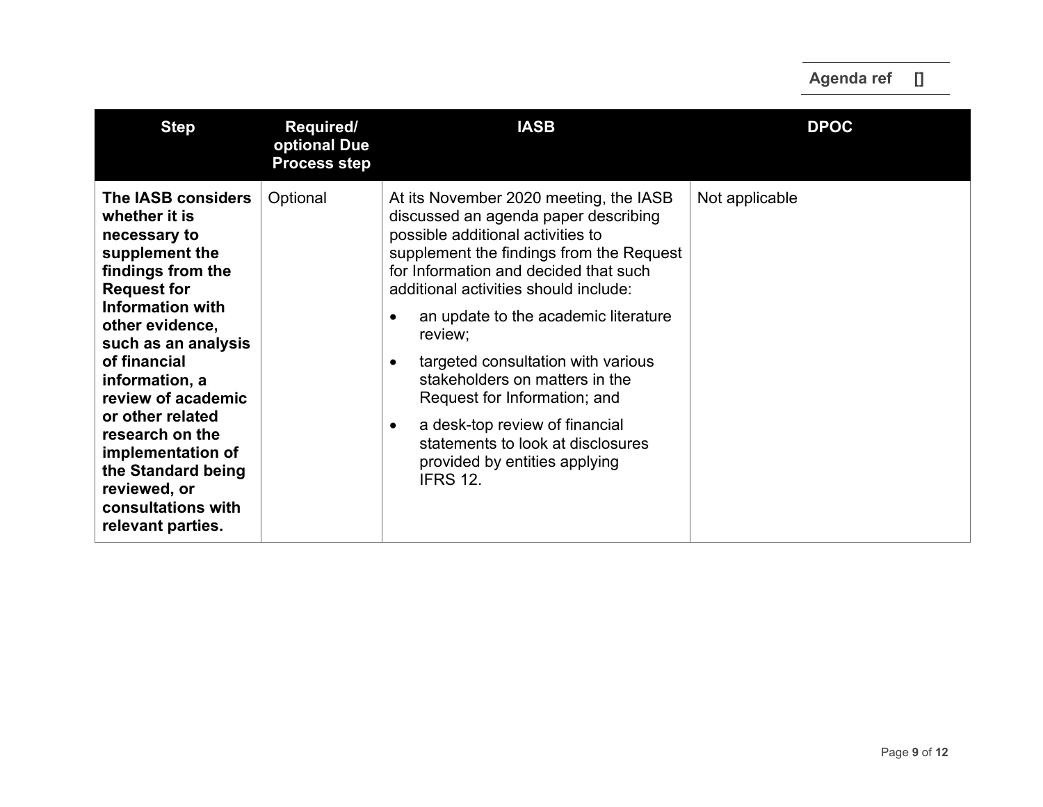| Step | Required/ optional Due Process step | IASB | DPOC |
|---|---|---|---|
| **The IASB considers whether it is necessary to supplement the findings from the Request for Information with other evidence, such as an analysis of financial information, a review of academic or other related research on the implementation of the Standard being reviewed, or consultations with relevant parties.** | Optional | At its November 2020 meeting, the IASB discussed an agenda paper describing possible additional activities to supplement the findings from the Request for Information and decided that such additional activities should include:<br>• an update to the academic literature review;<br>• targeted consultation with various stakeholders on matters in the Request for Information; and<br>• a desk-top review of financial statements to look at disclosures provided by entities applying IFRS 12. | Not applicable |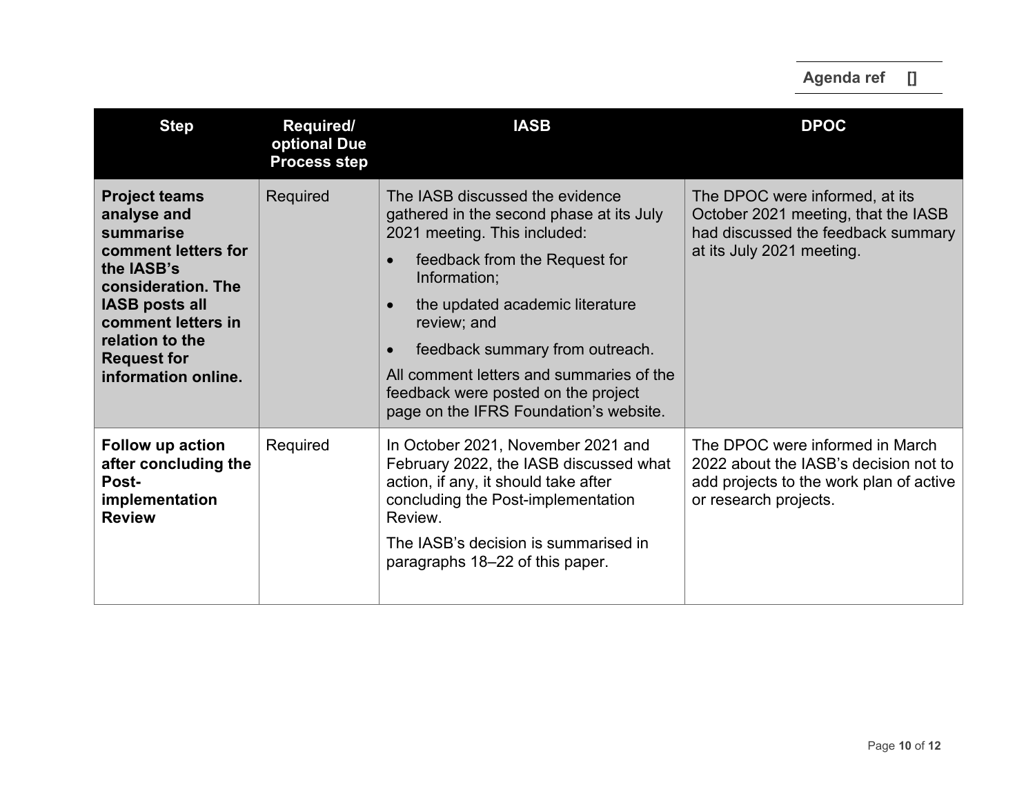| Step | Required/ optional Due Process step | IASB | DPOC |
|---|---|---|---|
| **Project teams analyse and summarise comment letters for the IASB's consideration. The IASB posts all comment letters in relation to the Request for information online.** | Required | The IASB discussed the evidence gathered in the second phase at its July 2021 meeting. This included:<br>• feedback from the Request for Information;<br>• the updated academic literature review; and<br>• feedback summary from outreach.<br>All comment letters and summaries of the feedback were posted on the project page on the IFRS Foundation's website. | The DPOC were informed, at its October 2021 meeting, that the IASB had discussed the feedback summary at its July 2021 meeting. |
| **Follow up action after concluding the Post-implementation Review** | Required | In October 2021, November 2021 and February 2022, the IASB discussed what action, if any, it should take after concluding the Post-implementation Review.<br>The IASB's decision is summarised in paragraphs 18–22 of this paper. | The DPOC were informed in March 2022 about the IASB's decision not to add projects to the work plan of active or research projects. |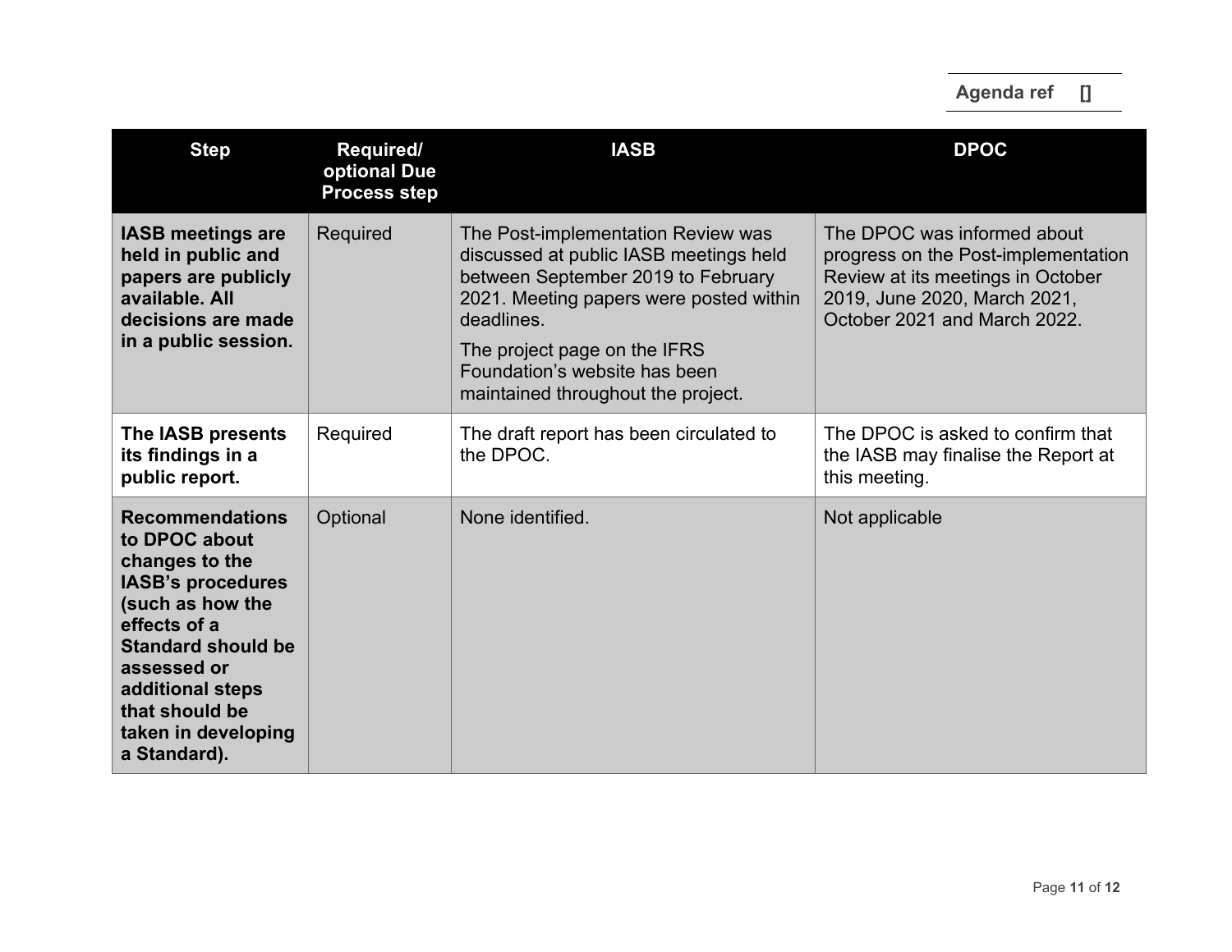| Step | Required/ optional Due Process step | IASB | DPOC |
|---|---|---|---|
| **IASB meetings are held in public and papers are publicly available. All decisions are made in a public session.** | Required | The Post-implementation Review was discussed at public IASB meetings held between September 2019 to February 2021. Meeting papers were posted within deadlines.<br><br>The project page on the IFRS Foundation's website has been maintained throughout the project. | The DPOC was informed about progress on the Post-implementation Review at its meetings in October 2019, June 2020, March 2021, October 2021 and March 2022. |
| **The IASB presents its findings in a public report.** | Required | The draft report has been circulated to the DPOC. | The DPOC is asked to confirm that the IASB may finalise the Report at this meeting. |
| **Recommendations to DPOC about changes to the IASB's procedures (such as how the effects of a Standard should be assessed or additional steps that should be taken in developing a Standard).** | Optional | None identified. | Not applicable |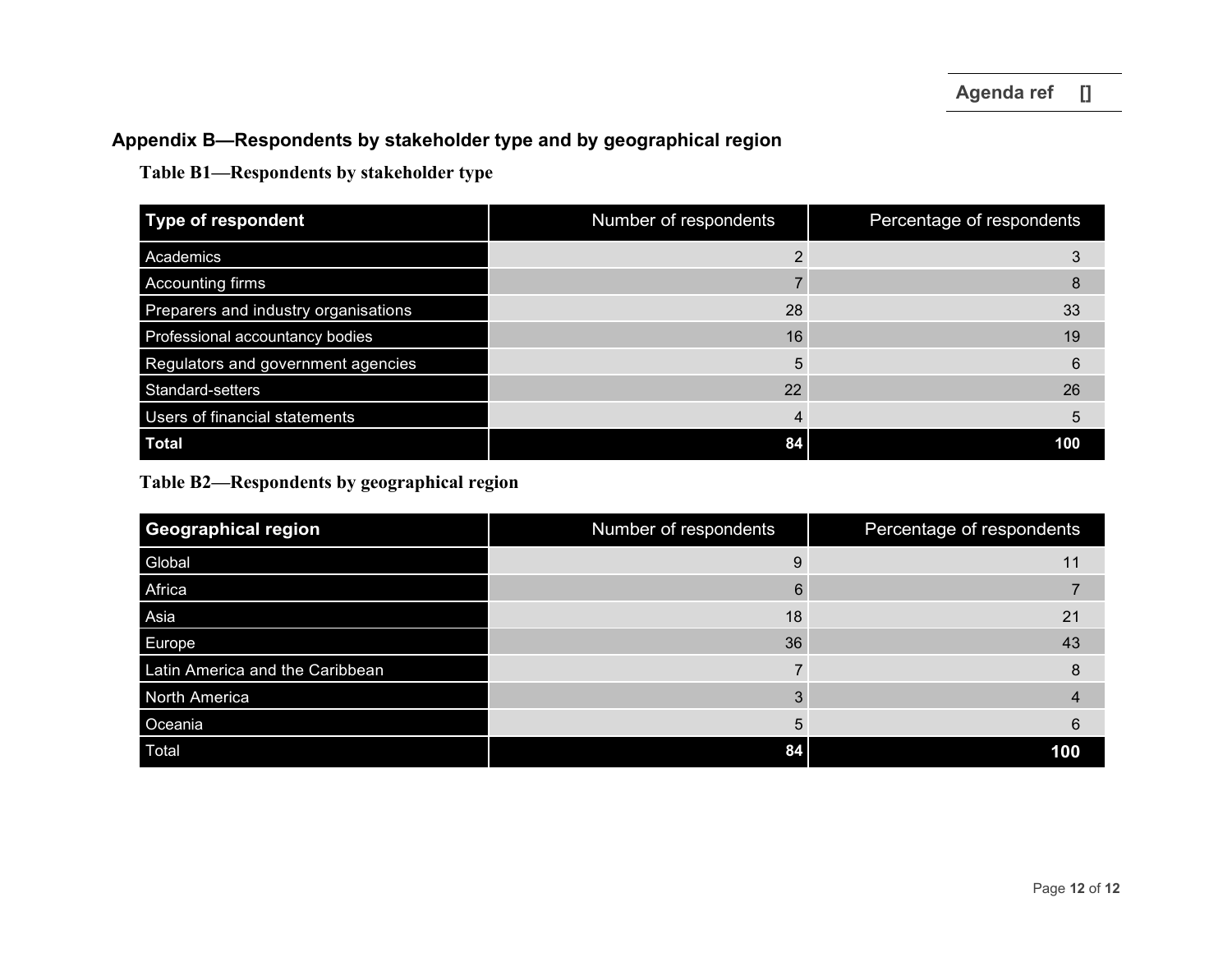## Appendix B—Respondents by stakeholder type and by geographical region

### Table B1—Respondents by stakeholder type

| Type of respondent | Number of respondents | Percentage of respondents |
|---|---|---|
| Academics | 2 | 3 |
| Accounting firms | 7 | 8 |
| Preparers and industry organisations | 28 | 33 |
| Professional accountancy bodies | 16 | 19 |
| Regulators and government agencies | 5 | 6 |
| Standard-setters | 22 | 26 |
| Users of financial statements | 4 | 5 |
| **Total** | **84** | **100** |

### Table B2—Respondents by geographical region

| Geographical region | Number of respondents | Percentage of respondents |
|---|---|---|
| Global | 9 | 11 |
| Africa | 6 | 7 |
| Asia | 18 | 21 |
| Europe | 36 | 43 |
| Latin America and the Caribbean | 7 | 8 |
| North America | 3 | 4 |
| Oceania | 5 | 6 |
| Total | **84** | **100** |